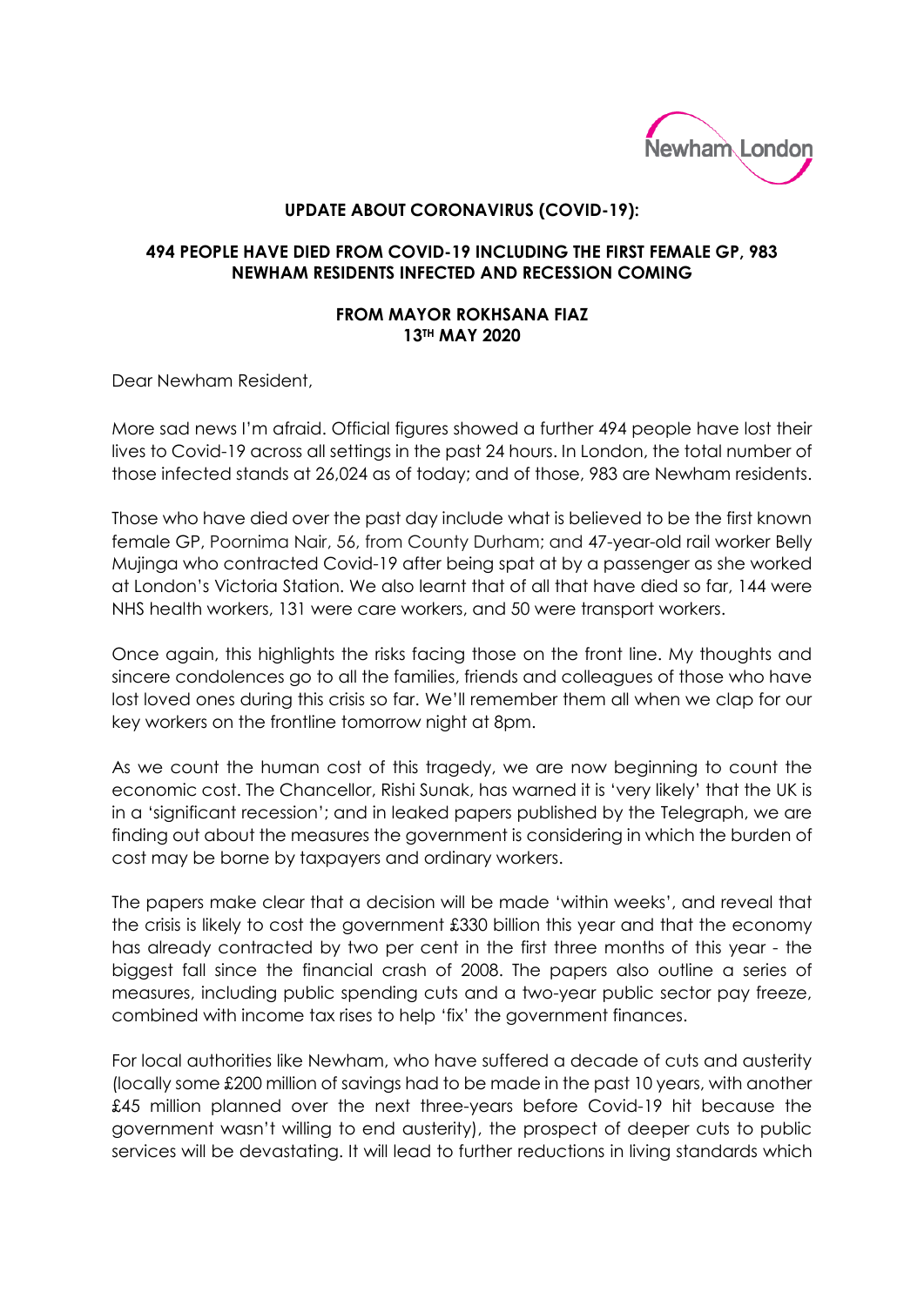## UPDATE ABOUT CORONAVIRUS (COVID-19):

## 494 PEOPLE HAVE DIED FROM COVID-19 INCLUDING THE FIRST FEMALE GP, 983 NEWHAM RESIDENTS INFECTED AND RECESSION COMING

### FROM MAYOR ROKHSANA FIAZ
### 13TH MAY 2020

Dear Newham Resident,

More sad news I'm afraid. Official figures showed a further 494 people have lost their lives to Covid-19 across all settings in the past 24 hours. In London, the total number of those infected stands at 26,024 as of today; and of those, 983 are Newham residents.

Those who have died over the past day include what is believed to be the first known female GP, Poornima Nair, 56, from County Durham; and 47-year-old rail worker Belly Mujinga who contracted Covid-19 after being spat at by a passenger as she worked at London's Victoria Station. We also learnt that of all that have died so far, 144 were NHS health workers, 131 were care workers, and 50 were transport workers.

Once again, this highlights the risks facing those on the front line. My thoughts and sincere condolences go to all the families, friends and colleagues of those who have lost loved ones during this crisis so far. We'll remember them all when we clap for our key workers on the frontline tomorrow night at 8pm.

As we count the human cost of this tragedy, we are now beginning to count the economic cost. The Chancellor, Rishi Sunak, has warned it is 'very likely' that the UK is in a 'significant recession'; and in leaked papers published by the Telegraph, we are finding out about the measures the government is considering in which the burden of cost may be borne by taxpayers and ordinary workers.

The papers make clear that a decision will be made 'within weeks', and reveal that the crisis is likely to cost the government £330 billion this year and that the economy has already contracted by two per cent in the first three months of this year - the biggest fall since the financial crash of 2008. The papers also outline a series of measures, including public spending cuts and a two-year public sector pay freeze, combined with income tax rises to help 'fix' the government finances.

For local authorities like Newham, who have suffered a decade of cuts and austerity (locally some £200 million of savings had to be made in the past 10 years, with another £45 million planned over the next three-years before Covid-19 hit because the government wasn't willing to end austerity), the prospect of deeper cuts to public services will be devastating. It will lead to further reductions in living standards which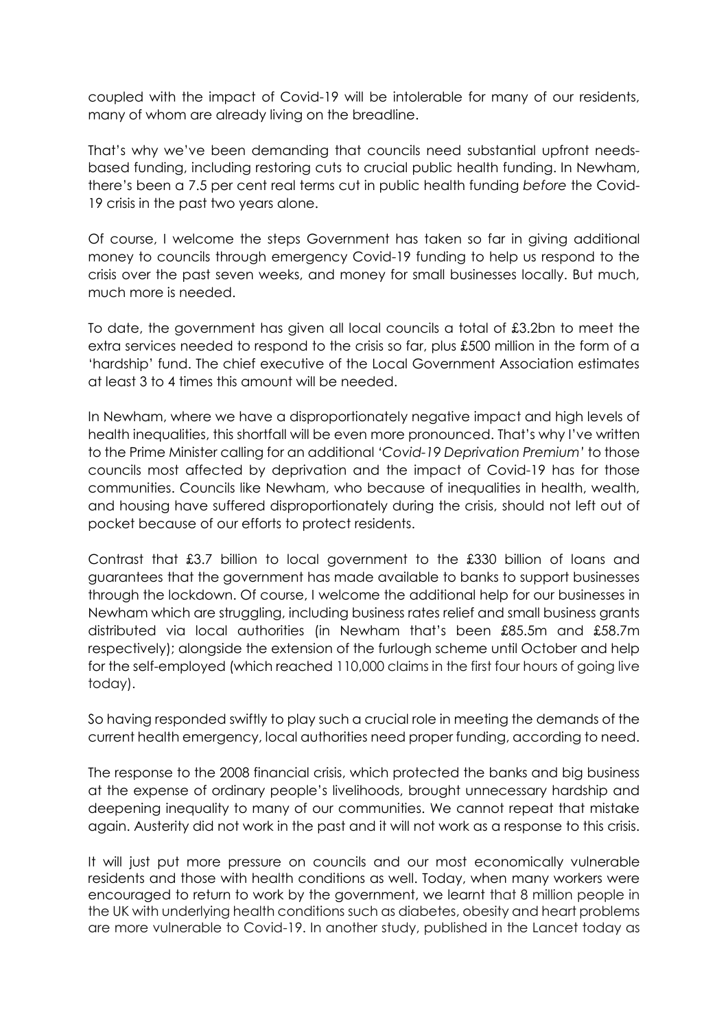coupled with the impact of Covid-19 will be intolerable for many of our residents, many of whom are already living on the breadline.

That's why we've been demanding that councils need substantial upfront needs-based funding, including restoring cuts to crucial public health funding. In Newham, there's been a 7.5 per cent real terms cut in public health funding *before* the Covid-19 crisis in the past two years alone.

Of course, I welcome the steps Government has taken so far in giving additional money to councils through emergency Covid-19 funding to help us respond to the crisis over the past seven weeks, and money for small businesses locally. But much, much more is needed.

To date, the government has given all local councils a total of £3.2bn to meet the extra services needed to respond to the crisis so far, plus £500 million in the form of a 'hardship' fund. The chief executive of the Local Government Association estimates at least 3 to 4 times this amount will be needed.

In Newham, where we have a disproportionately negative impact and high levels of health inequalities, this shortfall will be even more pronounced. That's why I've written to the Prime Minister calling for an additional *'Covid-19 Deprivation Premium'* to those councils most affected by deprivation and the impact of Covid-19 has for those communities. Councils like Newham, who because of inequalities in health, wealth, and housing have suffered disproportionately during the crisis, should not left out of pocket because of our efforts to protect residents.

Contrast that £3.7 billion to local government to the £330 billion of loans and guarantees that the government has made available to banks to support businesses through the lockdown. Of course, I welcome the additional help for our businesses in Newham which are struggling, including business rates relief and small business grants distributed via local authorities (in Newham that's been £85.5m and £58.7m respectively); alongside the extension of the furlough scheme until October and help for the self-employed (which reached 110,000 claims in the first four hours of going live today).

So having responded swiftly to play such a crucial role in meeting the demands of the current health emergency, local authorities need proper funding, according to need.

The response to the 2008 financial crisis, which protected the banks and big business at the expense of ordinary people's livelihoods, brought unnecessary hardship and deepening inequality to many of our communities. We cannot repeat that mistake again. Austerity did not work in the past and it will not work as a response to this crisis.

It will just put more pressure on councils and our most economically vulnerable residents and those with health conditions as well. Today, when many workers were encouraged to return to work by the government, we learnt that 8 million people in the UK with underlying health conditions such as diabetes, obesity and heart problems are more vulnerable to Covid-19. In another study, published in the Lancet today as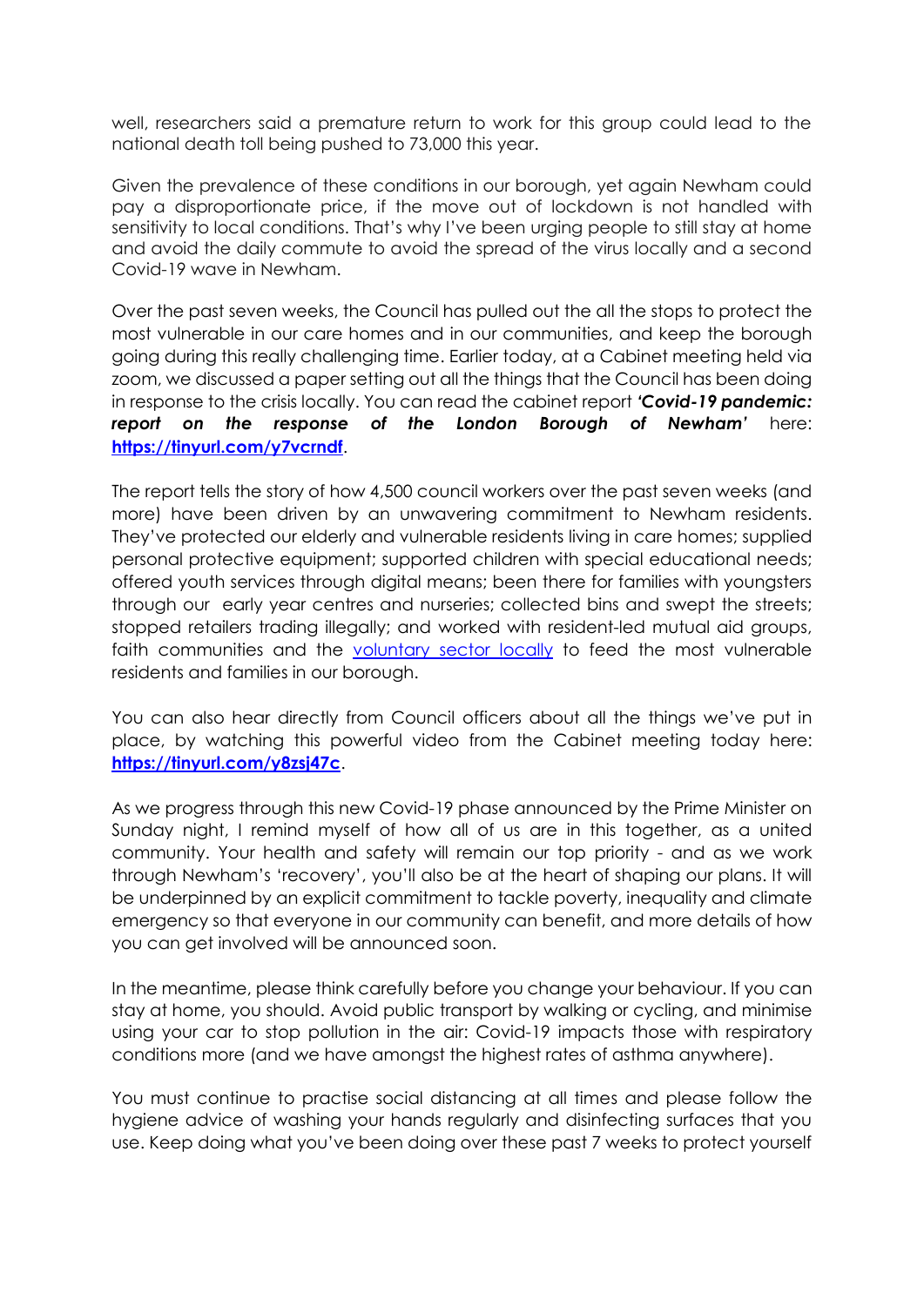well, researchers said a premature return to work for this group could lead to the national death toll being pushed to 73,000 this year.

Given the prevalence of these conditions in our borough, yet again Newham could pay a disproportionate price, if the move out of lockdown is not handled with sensitivity to local conditions. That's why I've been urging people to still stay at home and avoid the daily commute to avoid the spread of the virus locally and a second Covid-19 wave in Newham.

Over the past seven weeks, the Council has pulled out the all the stops to protect the most vulnerable in our care homes and in our communities, and keep the borough going during this really challenging time. Earlier today, at a Cabinet meeting held via zoom, we discussed a paper setting out all the things that the Council has been doing in response to the crisis locally. You can read the cabinet report ***'Covid-19 pandemic: report on the response of the London Borough of Newham'*** here: **https://tinyurl.com/y7vcrndf**.

The report tells the story of how 4,500 council workers over the past seven weeks (and more) have been driven by an unwavering commitment to Newham residents. They've protected our elderly and vulnerable residents living in care homes; supplied personal protective equipment; supported children with special educational needs; offered youth services through digital means; been there for families with youngsters through our early year centres and nurseries; collected bins and swept the streets; stopped retailers trading illegally; and worked with resident-led mutual aid groups, faith communities and the voluntary sector locally to feed the most vulnerable residents and families in our borough.

You can also hear directly from Council officers about all the things we've put in place, by watching this powerful video from the Cabinet meeting today here: **https://tinyurl.com/y8zsj47c**.

As we progress through this new Covid-19 phase announced by the Prime Minister on Sunday night, I remind myself of how all of us are in this together, as a united community. Your health and safety will remain our top priority - and as we work through Newham's 'recovery', you'll also be at the heart of shaping our plans. It will be underpinned by an explicit commitment to tackle poverty, inequality and climate emergency so that everyone in our community can benefit, and more details of how you can get involved will be announced soon.

In the meantime, please think carefully before you change your behaviour. If you can stay at home, you should. Avoid public transport by walking or cycling, and minimise using your car to stop pollution in the air: Covid-19 impacts those with respiratory conditions more (and we have amongst the highest rates of asthma anywhere).

You must continue to practise social distancing at all times and please follow the hygiene advice of washing your hands regularly and disinfecting surfaces that you use. Keep doing what you've been doing over these past 7 weeks to protect yourself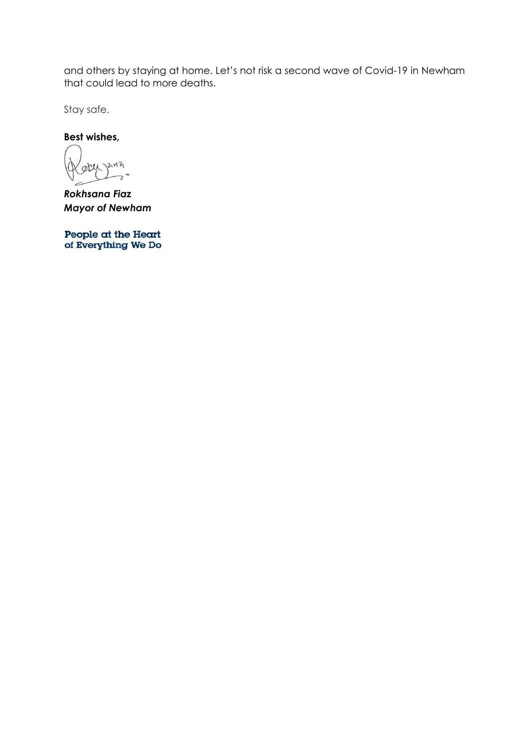and others by staying at home. Let's not risk a second wave of Covid-19 in Newham that could lead to more deaths.

Stay safe.

**Best wishes,**

***Rokhsana Fiaz***
***Mayor of Newham***

**People at the Heart of Everything We Do**